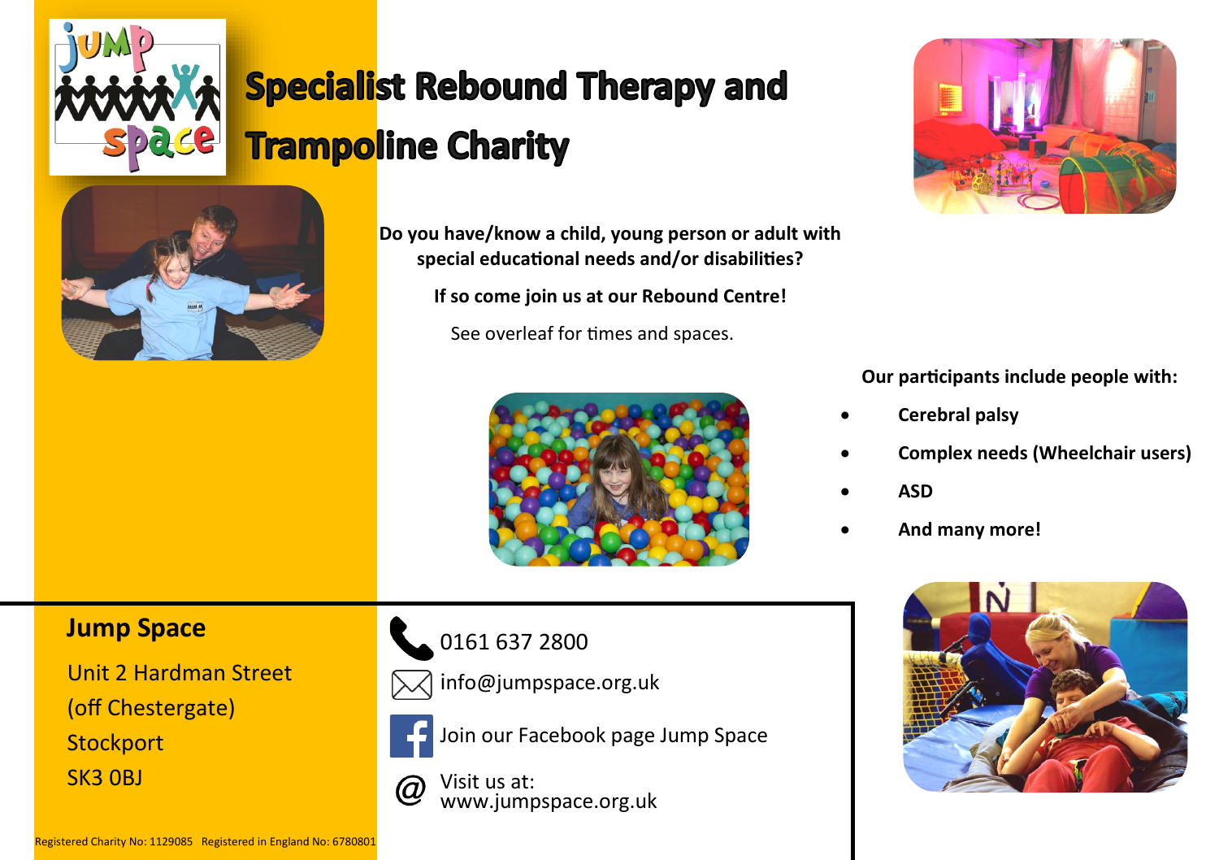# Specialist Rebound Therapy and Trampoline Charity

**Do you have/know a child, young person or adult with special educational needs and/or disabilities?**

**If so come join us at our Rebound Centre!**

See overleaf for times and spaces.

**Our participants include people with:**

- **Cerebral palsy**
- **Complex needs (Wheelchair users)**
- **ASD**
- **And many more!**

## Jump Space

Unit 2 Hardman Street
(off Chestergate)
Stockport
SK3 0BJ

0161 637 2800

info@jumpspace.org.uk

Join our Facebook page Jump Space

Visit us at:
www.jumpspace.org.uk

Registered Charity No: 1129085 Registered in England No: 6780801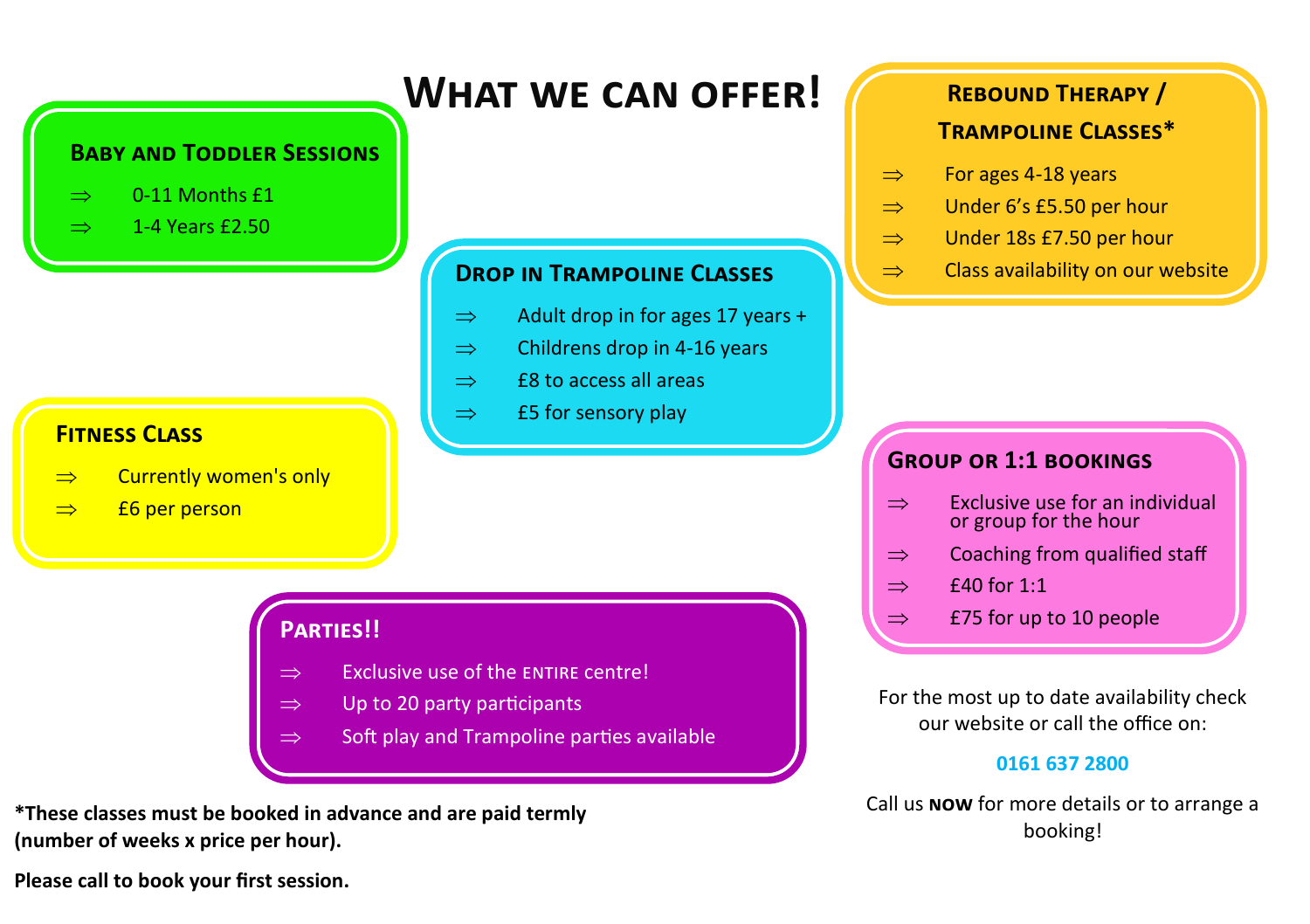# What we can offer!

## Baby and Toddler Sessions

- ⇒ 0-11 Months £1
- ⇒ 1-4 Years £2.50

## Rebound Therapy / Trampoline Classes*

- ⇒ For ages 4-18 years
- ⇒ Under 6's £5.50 per hour
- ⇒ Under 18s £7.50 per hour
- ⇒ Class availability on our website

## Drop in Trampoline Classes

- ⇒ Adult drop in for ages 17 years +
- ⇒ Childrens drop in 4-16 years
- ⇒ £8 to access all areas
- ⇒ £5 for sensory play

## Fitness Class

- ⇒ Currently women's only
- ⇒ £6 per person

## Group or 1:1 bookings

- ⇒ Exclusive use for an individual or group for the hour
- ⇒ Coaching from qualified staff
- ⇒ £40 for 1:1
- ⇒ £75 for up to 10 people

## Parties!!

- ⇒ Exclusive use of the ENTIRE centre!
- ⇒ Up to 20 party participants
- ⇒ Soft play and Trampoline parties available

For the most up to date availability check our website or call the office on:

**0161 637 2800**

Call us **NOW** for more details or to arrange a booking!

**\*These classes must be booked in advance and are paid termly (number of weeks x price per hour).**

**Please call to book your first session.**